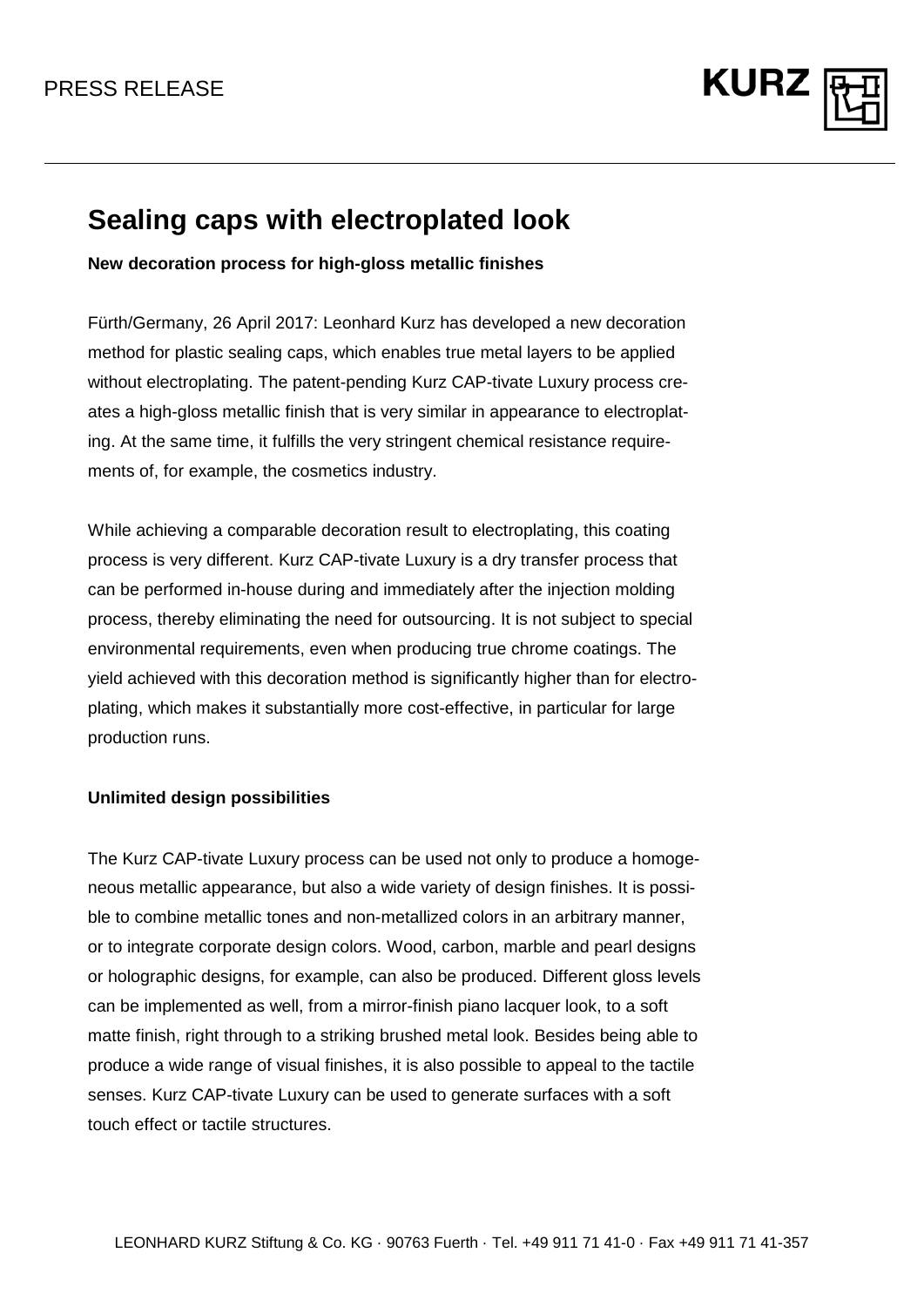PRESS RELEASE

# Sealing caps with electroplated look

**New decoration process for high-gloss metallic finishes**

Fürth/Germany, 26 April 2017: Leonhard Kurz has developed a new decoration method for plastic sealing caps, which enables true metal layers to be applied without electroplating. The patent-pending Kurz CAP-tivate Luxury process creates a high-gloss metallic finish that is very similar in appearance to electroplating. At the same time, it fulfills the very stringent chemical resistance requirements of, for example, the cosmetics industry.

While achieving a comparable decoration result to electroplating, this coating process is very different. Kurz CAP-tivate Luxury is a dry transfer process that can be performed in-house during and immediately after the injection molding process, thereby eliminating the need for outsourcing. It is not subject to special environmental requirements, even when producing true chrome coatings. The yield achieved with this decoration method is significantly higher than for electroplating, which makes it substantially more cost-effective, in particular for large production runs.

**Unlimited design possibilities**

The Kurz CAP-tivate Luxury process can be used not only to produce a homogeneous metallic appearance, but also a wide variety of design finishes. It is possible to combine metallic tones and non-metallized colors in an arbitrary manner, or to integrate corporate design colors. Wood, carbon, marble and pearl designs or holographic designs, for example, can also be produced. Different gloss levels can be implemented as well, from a mirror-finish piano lacquer look, to a soft matte finish, right through to a striking brushed metal look. Besides being able to produce a wide range of visual finishes, it is also possible to appeal to the tactile senses. Kurz CAP-tivate Luxury can be used to generate surfaces with a soft touch effect or tactile structures.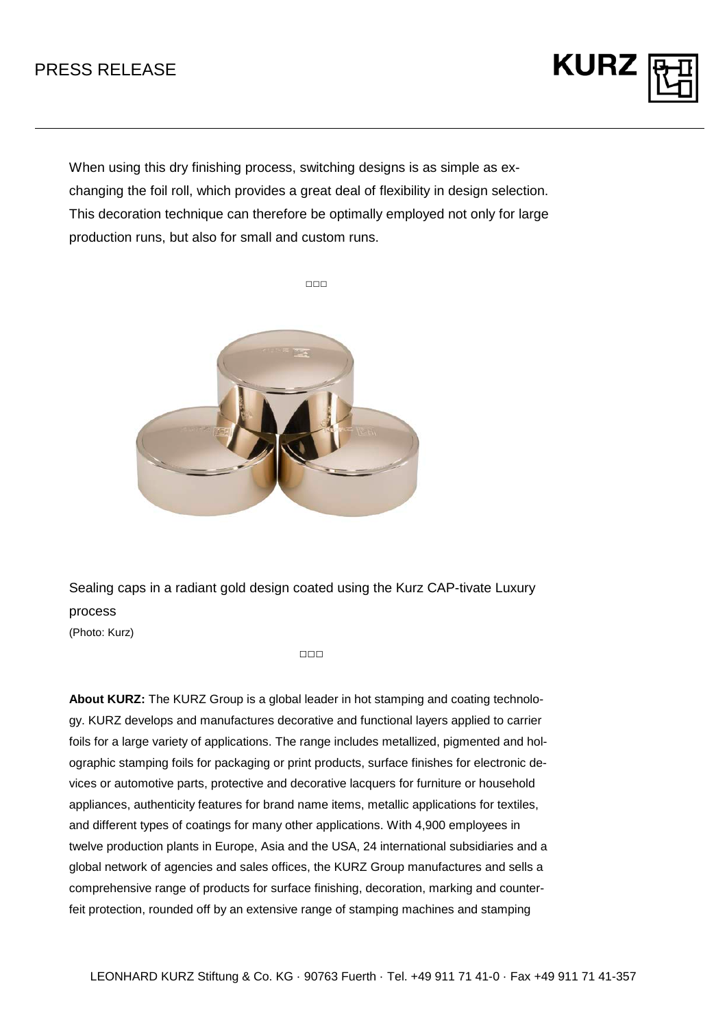When using this dry finishing process, switching designs is as simple as exchanging the foil roll, which provides a great deal of flexibility in design selection. This decoration technique can therefore be optimally employed not only for large production runs, but also for small and custom runs.

□□□

Sealing caps in a radiant gold design coated using the Kurz CAP-tivate Luxury process
(Photo: Kurz)

□□□

**About KURZ:** The KURZ Group is a global leader in hot stamping and coating technology. KURZ develops and manufactures decorative and functional layers applied to carrier foils for a large variety of applications. The range includes metallized, pigmented and holographic stamping foils for packaging or print products, surface finishes for electronic devices or automotive parts, protective and decorative lacquers for furniture or household appliances, authenticity features for brand name items, metallic applications for textiles, and different types of coatings for many other applications. With 4,900 employees in twelve production plants in Europe, Asia and the USA, 24 international subsidiaries and a global network of agencies and sales offices, the KURZ Group manufactures and sells a comprehensive range of products for surface finishing, decoration, marking and counterfeit protection, rounded off by an extensive range of stamping machines and stamping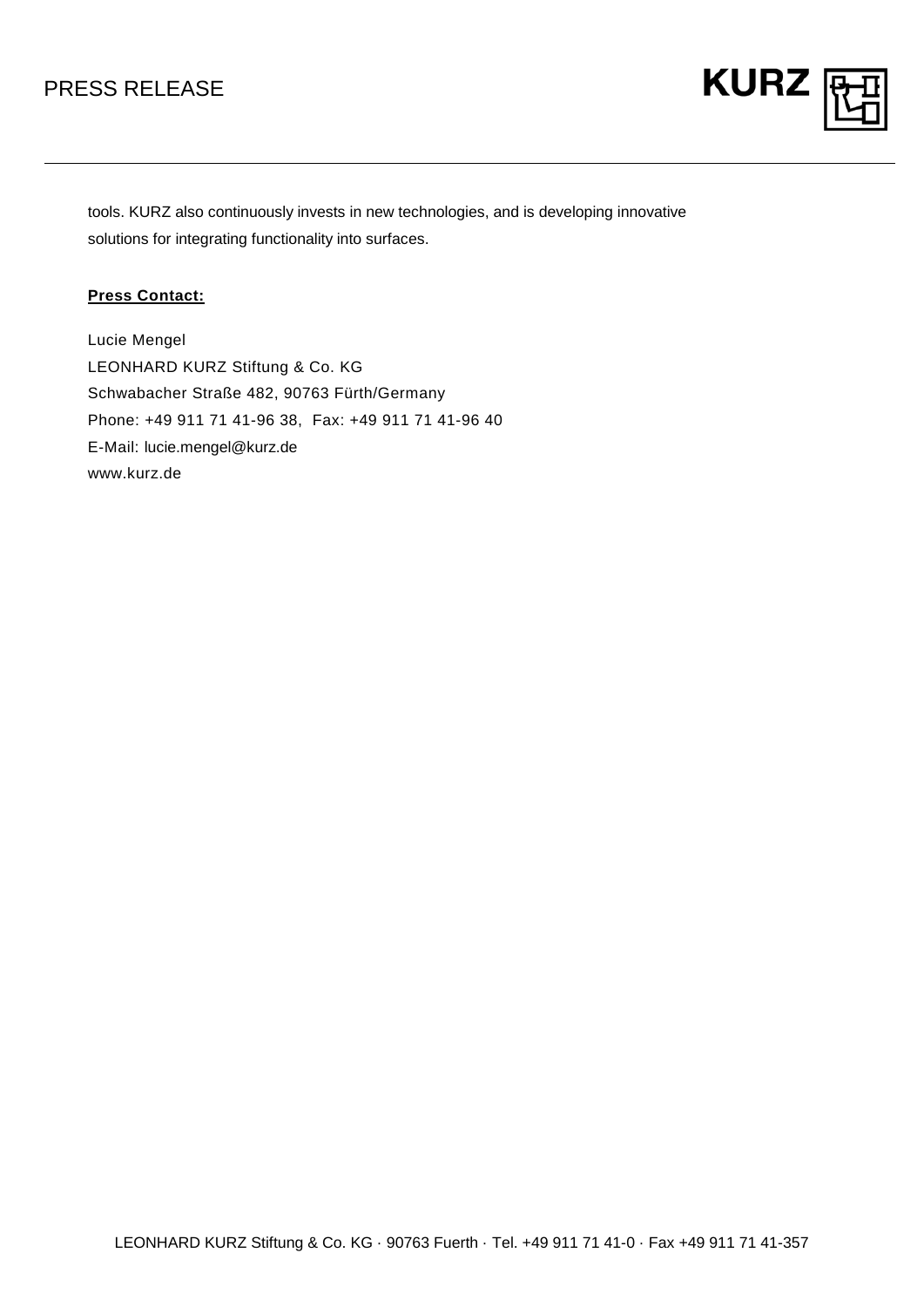tools. KURZ also continuously invests in new technologies, and is developing innovative solutions for integrating functionality into surfaces.

**Press Contact:**

Lucie Mengel
LEONHARD KURZ Stiftung & Co. KG
Schwabacher Straße 482, 90763 Fürth/Germany
Phone: +49 911 71 41-96 38, Fax: +49 911 71 41-96 40
E-Mail: lucie.mengel@kurz.de
www.kurz.de